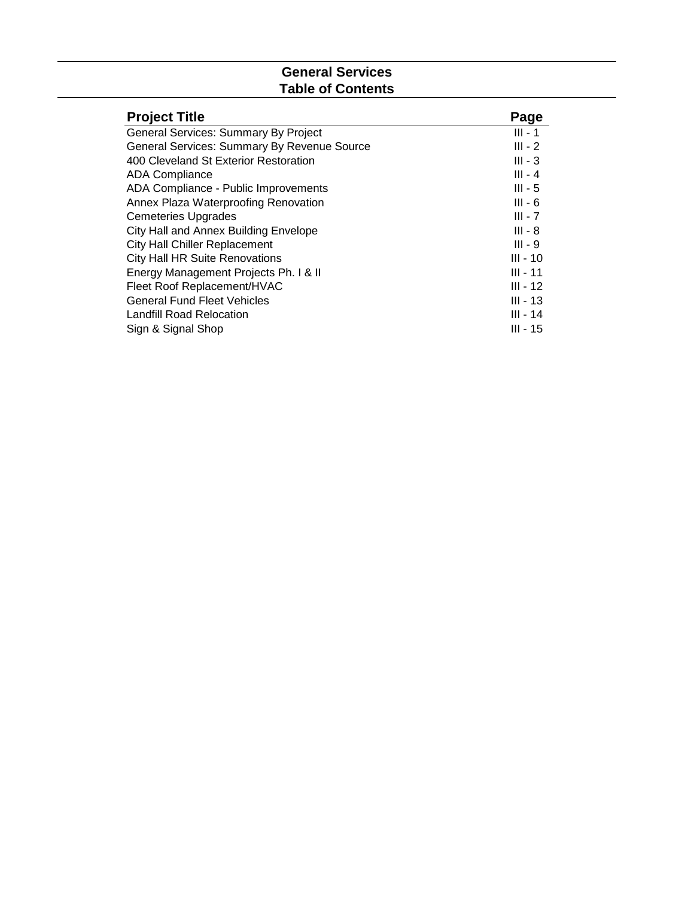# General Services
## Table of Contents

| Project Title | Page |
| --- | --- |
| General Services: Summary By Project | III - 1 |
| General Services: Summary By Revenue Source | III - 2 |
| 400 Cleveland St Exterior Restoration | III - 3 |
| ADA Compliance | III - 4 |
| ADA Compliance - Public Improvements | III - 5 |
| Annex Plaza Waterproofing Renovation | III - 6 |
| Cemeteries Upgrades | III - 7 |
| City Hall and Annex Building Envelope | III - 8 |
| City Hall Chiller Replacement | III - 9 |
| City Hall HR Suite Renovations | III - 10 |
| Energy Management Projects Ph. I & II | III - 11 |
| Fleet Roof Replacement/HVAC | III - 12 |
| General Fund Fleet Vehicles | III - 13 |
| Landfill Road Relocation | III - 14 |
| Sign & Signal Shop | III - 15 |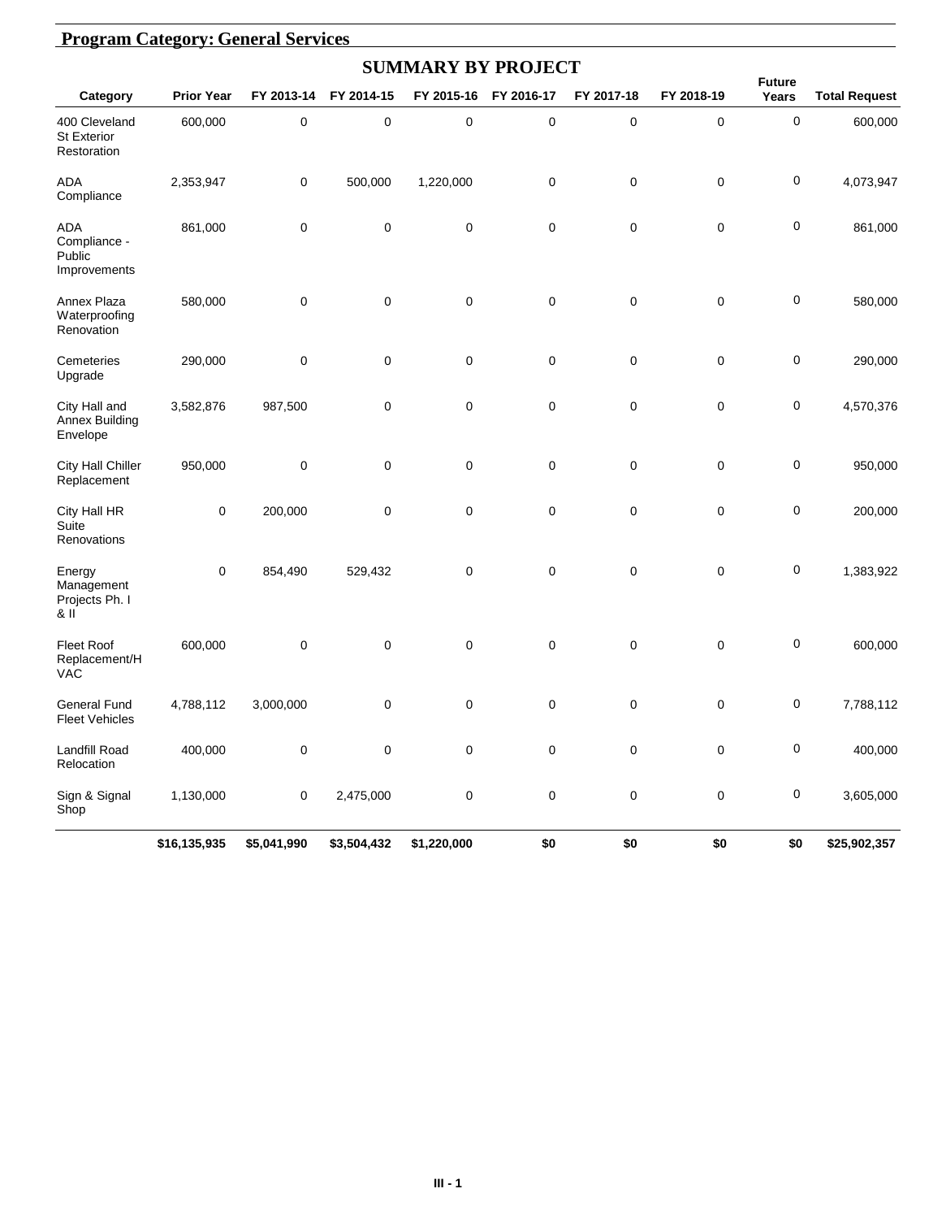## Program Category: General Services

### SUMMARY BY PROJECT

| Category | Prior Year | FY 2013-14 | FY 2014-15 | FY 2015-16 | FY 2016-17 | FY 2017-18 | FY 2018-19 | Future Years | Total Request |
|---|---|---|---|---|---|---|---|---|---|
| 400 Cleveland St Exterior Restoration | 600,000 | 0 | 0 | 0 | 0 | 0 | 0 | 0 | 600,000 |
| ADA Compliance | 2,353,947 | 0 | 500,000 | 1,220,000 | 0 | 0 | 0 | 0 | 4,073,947 |
| ADA Compliance - Public Improvements | 861,000 | 0 | 0 | 0 | 0 | 0 | 0 | 0 | 861,000 |
| Annex Plaza Waterproofing Renovation | 580,000 | 0 | 0 | 0 | 0 | 0 | 0 | 0 | 580,000 |
| Cemeteries Upgrade | 290,000 | 0 | 0 | 0 | 0 | 0 | 0 | 0 | 290,000 |
| City Hall and Annex Building Envelope | 3,582,876 | 987,500 | 0 | 0 | 0 | 0 | 0 | 0 | 4,570,376 |
| City Hall Chiller Replacement | 950,000 | 0 | 0 | 0 | 0 | 0 | 0 | 0 | 950,000 |
| City Hall HR Suite Renovations | 0 | 200,000 | 0 | 0 | 0 | 0 | 0 | 0 | 200,000 |
| Energy Management Projects Ph. I & II | 0 | 854,490 | 529,432 | 0 | 0 | 0 | 0 | 0 | 1,383,922 |
| Fleet Roof Replacement/HVAC | 600,000 | 0 | 0 | 0 | 0 | 0 | 0 | 0 | 600,000 |
| General Fund Fleet Vehicles | 4,788,112 | 3,000,000 | 0 | 0 | 0 | 0 | 0 | 0 | 7,788,112 |
| Landfill Road Relocation | 400,000 | 0 | 0 | 0 | 0 | 0 | 0 | 0 | 400,000 |
| Sign & Signal Shop | 1,130,000 | 0 | 2,475,000 | 0 | 0 | 0 | 0 | 0 | 3,605,000 |
| | **$16,135,935** | **$5,041,990** | **$3,504,432** | **$1,220,000** | **$0** | **$0** | **$0** | **$0** | **$25,902,357** |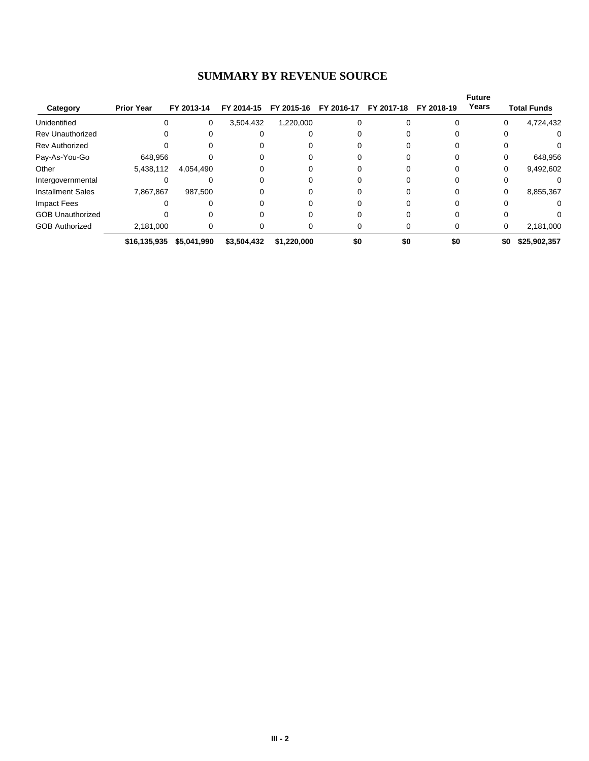# SUMMARY BY REVENUE SOURCE

| Category | Prior Year | FY 2013-14 | FY 2014-15 | FY 2015-16 | FY 2016-17 | FY 2017-18 | FY 2018-19 | Future Years | Total Funds |
|---|---|---|---|---|---|---|---|---|---|
| Unidentified | 0 | 0 | 3,504,432 | 1,220,000 | 0 | 0 | 0 | 0 | 4,724,432 |
| Rev Unauthorized | 0 | 0 | 0 | 0 | 0 | 0 | 0 | 0 | 0 |
| Rev Authorized | 0 | 0 | 0 | 0 | 0 | 0 | 0 | 0 | 0 |
| Pay-As-You-Go | 648,956 | 0 | 0 | 0 | 0 | 0 | 0 | 0 | 648,956 |
| Other | 5,438,112 | 4,054,490 | 0 | 0 | 0 | 0 | 0 | 0 | 9,492,602 |
| Intergovernmental | 0 | 0 | 0 | 0 | 0 | 0 | 0 | 0 | 0 |
| Installment Sales | 7,867,867 | 987,500 | 0 | 0 | 0 | 0 | 0 | 0 | 8,855,367 |
| Impact Fees | 0 | 0 | 0 | 0 | 0 | 0 | 0 | 0 | 0 |
| GOB Unauthorized | 0 | 0 | 0 | 0 | 0 | 0 | 0 | 0 | 0 |
| GOB Authorized | 2,181,000 | 0 | 0 | 0 | 0 | 0 | 0 | 0 | 2,181,000 |
| | **$16,135,935** | **$5,041,990** | **$3,504,432** | **$1,220,000** | **$0** | **$0** | **$0** | **$0** | **$25,902,357** |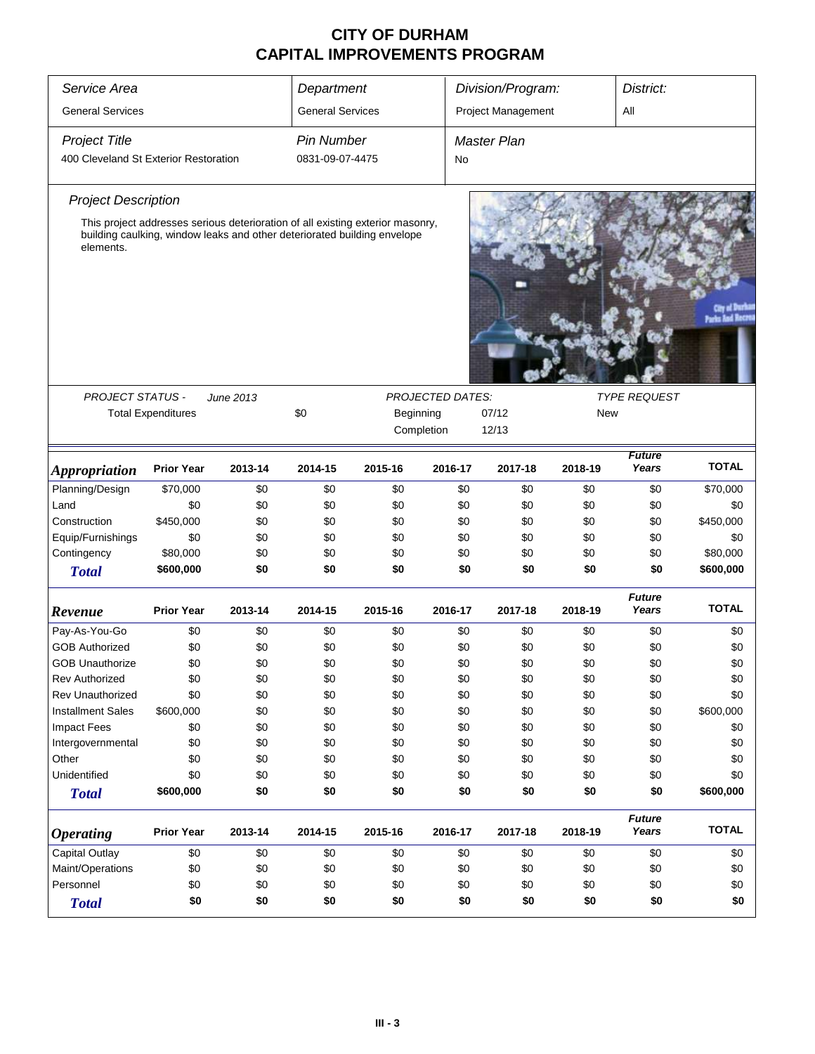# CITY OF DURHAM
# CAPITAL IMPROVEMENTS PROGRAM

| *Service Area* | *Department* | *Division/Program:* | *District:* |
|---|---|---|---|
| General Services | General Services | Project Management | All |

| *Project Title* | *Pin Number* | *Master Plan* |
|---|---|---|
| 400 Cleveland St Exterior Restoration | 0831-09-07-4475 | No |

*Project Description*

This project addresses serious deterioration of all existing exterior masonry, building caulking, window leaks and other deteriorated building envelope elements.

| *PROJECT STATUS -* | *June 2013* | | *PROJECTED DATES:* | | *TYPE REQUEST* |
|---|---|---|---|---|---|
| Total Expenditures | | $0 | Beginning | 07/12 | New |
| | | | Completion | 12/13 | |

| *Appropriation* | Prior Year | 2013-14 | 2014-15 | 2015-16 | 2016-17 | 2017-18 | 2018-19 | *Future Years* | TOTAL |
|---|---|---|---|---|---|---|---|---|---|
| Planning/Design | $70,000 | $0 | $0 | $0 | $0 | $0 | $0 | $0 | $70,000 |
| Land | $0 | $0 | $0 | $0 | $0 | $0 | $0 | $0 | $0 |
| Construction | $450,000 | $0 | $0 | $0 | $0 | $0 | $0 | $0 | $450,000 |
| Equip/Furnishings | $0 | $0 | $0 | $0 | $0 | $0 | $0 | $0 | $0 |
| Contingency | $80,000 | $0 | $0 | $0 | $0 | $0 | $0 | $0 | $80,000 |
| **Total** | **$600,000** | **$0** | **$0** | **$0** | **$0** | **$0** | **$0** | **$0** | **$600,000** |

| *Revenue* | Prior Year | 2013-14 | 2014-15 | 2015-16 | 2016-17 | 2017-18 | 2018-19 | *Future Years* | TOTAL |
|---|---|---|---|---|---|---|---|---|---|
| Pay-As-You-Go | $0 | $0 | $0 | $0 | $0 | $0 | $0 | $0 | $0 |
| GOB Authorized | $0 | $0 | $0 | $0 | $0 | $0 | $0 | $0 | $0 |
| GOB Unauthorize | $0 | $0 | $0 | $0 | $0 | $0 | $0 | $0 | $0 |
| Rev Authorized | $0 | $0 | $0 | $0 | $0 | $0 | $0 | $0 | $0 |
| Rev Unauthorized | $0 | $0 | $0 | $0 | $0 | $0 | $0 | $0 | $0 |
| Installment Sales | $600,000 | $0 | $0 | $0 | $0 | $0 | $0 | $0 | $600,000 |
| Impact Fees | $0 | $0 | $0 | $0 | $0 | $0 | $0 | $0 | $0 |
| Intergovernmental | $0 | $0 | $0 | $0 | $0 | $0 | $0 | $0 | $0 |
| Other | $0 | $0 | $0 | $0 | $0 | $0 | $0 | $0 | $0 |
| Unidentified | $0 | $0 | $0 | $0 | $0 | $0 | $0 | $0 | $0 |
| **Total** | **$600,000** | **$0** | **$0** | **$0** | **$0** | **$0** | **$0** | **$0** | **$600,000** |

| *Operating* | Prior Year | 2013-14 | 2014-15 | 2015-16 | 2016-17 | 2017-18 | 2018-19 | *Future Years* | TOTAL |
|---|---|---|---|---|---|---|---|---|---|
| Capital Outlay | $0 | $0 | $0 | $0 | $0 | $0 | $0 | $0 | $0 |
| Maint/Operations | $0 | $0 | $0 | $0 | $0 | $0 | $0 | $0 | $0 |
| Personnel | $0 | $0 | $0 | $0 | $0 | $0 | $0 | $0 | $0 |
| **Total** | **$0** | **$0** | **$0** | **$0** | **$0** | **$0** | **$0** | **$0** | **$0** |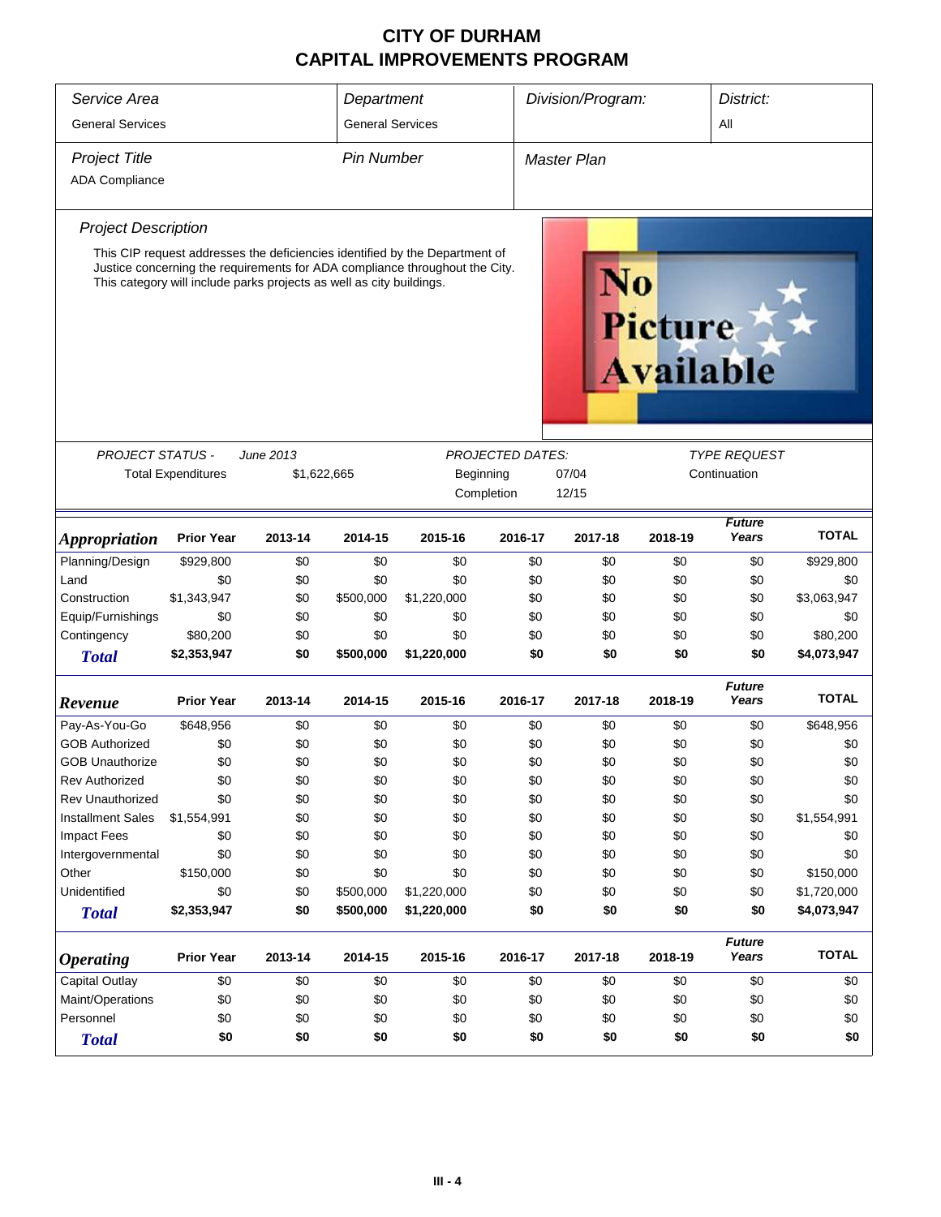# CITY OF DURHAM
# CAPITAL IMPROVEMENTS PROGRAM

| Service Area | Department | Division/Program: | District: |
|---|---|---|---|
| General Services | General Services | | All |

| Project Title | Pin Number | Master Plan |
|---|---|---|
| ADA Compliance | | |

### Project Description

This CIP request addresses the deficiencies identified by the Department of Justice concerning the requirements for ADA compliance throughout the City. This category will include parks projects as well as city buildings.

| PROJECT STATUS - | June 2013 | PROJECTED DATES: | | TYPE REQUEST |
|---|---|---|---|---|
| Total Expenditures | $1,622,665 | Beginning | 07/04 | Continuation |
| | | Completion | 12/15 | |

| Appropriation | Prior Year | 2013-14 | 2014-15 | 2015-16 | 2016-17 | 2017-18 | 2018-19 | Future Years | TOTAL |
|---|---|---|---|---|---|---|---|---|---|
| Planning/Design | $929,800 | $0 | $0 | $0 | $0 | $0 | $0 | $0 | $929,800 |
| Land | $0 | $0 | $0 | $0 | $0 | $0 | $0 | $0 | $0 |
| Construction | $1,343,947 | $0 | $500,000 | $1,220,000 | $0 | $0 | $0 | $0 | $3,063,947 |
| Equip/Furnishings | $0 | $0 | $0 | $0 | $0 | $0 | $0 | $0 | $0 |
| Contingency | $80,200 | $0 | $0 | $0 | $0 | $0 | $0 | $0 | $80,200 |
| **Total** | **$2,353,947** | **$0** | **$500,000** | **$1,220,000** | **$0** | **$0** | **$0** | **$0** | **$4,073,947** |

| Revenue | Prior Year | 2013-14 | 2014-15 | 2015-16 | 2016-17 | 2017-18 | 2018-19 | Future Years | TOTAL |
|---|---|---|---|---|---|---|---|---|---|
| Pay-As-You-Go | $648,956 | $0 | $0 | $0 | $0 | $0 | $0 | $0 | $648,956 |
| GOB Authorized | $0 | $0 | $0 | $0 | $0 | $0 | $0 | $0 | $0 |
| GOB Unauthorize | $0 | $0 | $0 | $0 | $0 | $0 | $0 | $0 | $0 |
| Rev Authorized | $0 | $0 | $0 | $0 | $0 | $0 | $0 | $0 | $0 |
| Rev Unauthorized | $0 | $0 | $0 | $0 | $0 | $0 | $0 | $0 | $0 |
| Installment Sales | $1,554,991 | $0 | $0 | $0 | $0 | $0 | $0 | $0 | $1,554,991 |
| Impact Fees | $0 | $0 | $0 | $0 | $0 | $0 | $0 | $0 | $0 |
| Intergovernmental | $0 | $0 | $0 | $0 | $0 | $0 | $0 | $0 | $0 |
| Other | $150,000 | $0 | $0 | $0 | $0 | $0 | $0 | $0 | $150,000 |
| Unidentified | $0 | $0 | $500,000 | $1,220,000 | $0 | $0 | $0 | $0 | $1,720,000 |
| **Total** | **$2,353,947** | **$0** | **$500,000** | **$1,220,000** | **$0** | **$0** | **$0** | **$0** | **$4,073,947** |

| Operating | Prior Year | 2013-14 | 2014-15 | 2015-16 | 2016-17 | 2017-18 | 2018-19 | Future Years | TOTAL |
|---|---|---|---|---|---|---|---|---|---|
| Capital Outlay | $0 | $0 | $0 | $0 | $0 | $0 | $0 | $0 | $0 |
| Maint/Operations | $0 | $0 | $0 | $0 | $0 | $0 | $0 | $0 | $0 |
| Personnel | $0 | $0 | $0 | $0 | $0 | $0 | $0 | $0 | $0 |
| **Total** | **$0** | **$0** | **$0** | **$0** | **$0** | **$0** | **$0** | **$0** | **$0** |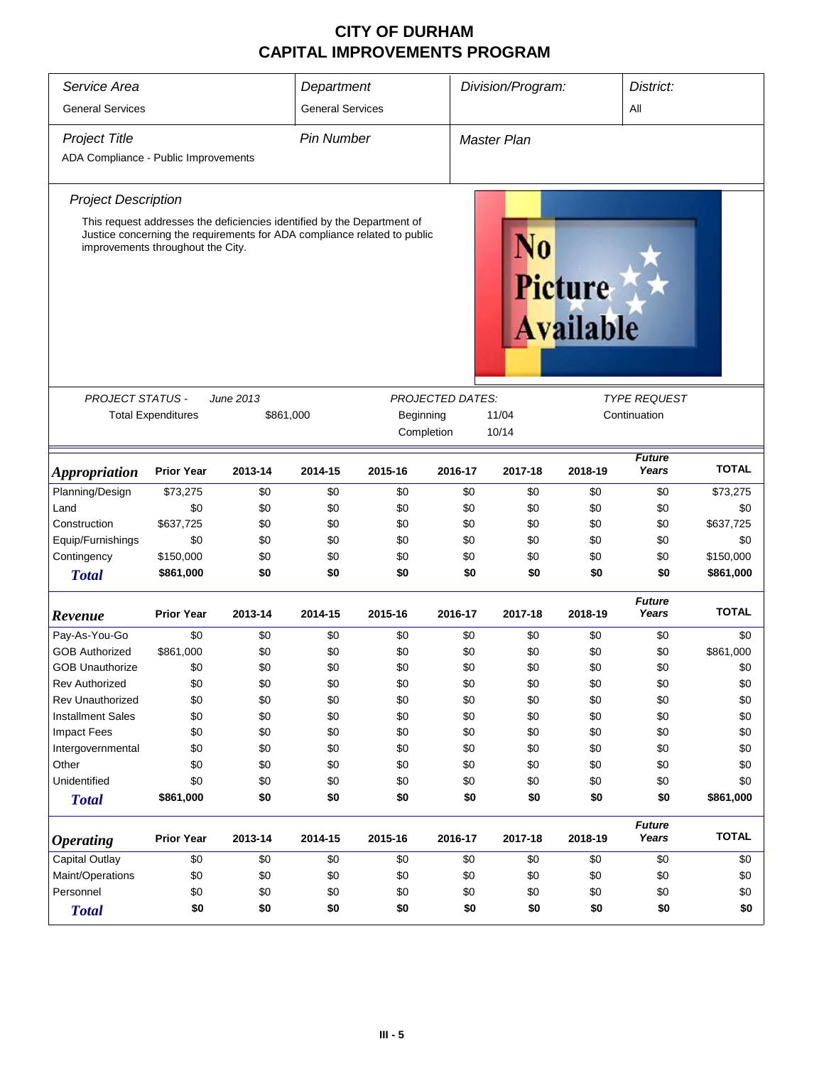# CITY OF DURHAM
# CAPITAL IMPROVEMENTS PROGRAM

| *Service Area* | *Department* | *Division/Program:* | *District:* |
|---|---|---|---|
| General Services | General Services | | All |

| *Project Title* | *Pin Number* | *Master Plan* |
|---|---|---|
| ADA Compliance - Public Improvements | | |

### *Project Description*

This request addresses the deficiencies identified by the Department of Justice concerning the requirements for ADA compliance related to public improvements throughout the City.

| *PROJECT STATUS -* | *June 2013* | *PROJECTED DATES:* | | *TYPE REQUEST* |
|---|---|---|---|---|
| Total Expenditures | $861,000 | Beginning | 11/04 | Continuation |
| | | Completion | 10/14 | |

| *Appropriation* | Prior Year | 2013-14 | 2014-15 | 2015-16 | 2016-17 | 2017-18 | 2018-19 | *Future Years* | TOTAL |
|---|---|---|---|---|---|---|---|---|---|
| Planning/Design | $73,275 | $0 | $0 | $0 | $0 | $0 | $0 | $0 | $73,275 |
| Land | $0 | $0 | $0 | $0 | $0 | $0 | $0 | $0 | $0 |
| Construction | $637,725 | $0 | $0 | $0 | $0 | $0 | $0 | $0 | $637,725 |
| Equip/Furnishings | $0 | $0 | $0 | $0 | $0 | $0 | $0 | $0 | $0 |
| Contingency | $150,000 | $0 | $0 | $0 | $0 | $0 | $0 | $0 | $150,000 |
| ***Total*** | **$861,000** | **$0** | **$0** | **$0** | **$0** | **$0** | **$0** | **$0** | **$861,000** |

| *Revenue* | Prior Year | 2013-14 | 2014-15 | 2015-16 | 2016-17 | 2017-18 | 2018-19 | *Future Years* | TOTAL |
|---|---|---|---|---|---|---|---|---|---|
| Pay-As-You-Go | $0 | $0 | $0 | $0 | $0 | $0 | $0 | $0 | $0 |
| GOB Authorized | $861,000 | $0 | $0 | $0 | $0 | $0 | $0 | $0 | $861,000 |
| GOB Unauthorize | $0 | $0 | $0 | $0 | $0 | $0 | $0 | $0 | $0 |
| Rev Authorized | $0 | $0 | $0 | $0 | $0 | $0 | $0 | $0 | $0 |
| Rev Unauthorized | $0 | $0 | $0 | $0 | $0 | $0 | $0 | $0 | $0 |
| Installment Sales | $0 | $0 | $0 | $0 | $0 | $0 | $0 | $0 | $0 |
| Impact Fees | $0 | $0 | $0 | $0 | $0 | $0 | $0 | $0 | $0 |
| Intergovernmental | $0 | $0 | $0 | $0 | $0 | $0 | $0 | $0 | $0 |
| Other | $0 | $0 | $0 | $0 | $0 | $0 | $0 | $0 | $0 |
| Unidentified | $0 | $0 | $0 | $0 | $0 | $0 | $0 | $0 | $0 |
| ***Total*** | **$861,000** | **$0** | **$0** | **$0** | **$0** | **$0** | **$0** | **$0** | **$861,000** |

| *Operating* | Prior Year | 2013-14 | 2014-15 | 2015-16 | 2016-17 | 2017-18 | 2018-19 | *Future Years* | TOTAL |
|---|---|---|---|---|---|---|---|---|---|
| Capital Outlay | $0 | $0 | $0 | $0 | $0 | $0 | $0 | $0 | $0 |
| Maint/Operations | $0 | $0 | $0 | $0 | $0 | $0 | $0 | $0 | $0 |
| Personnel | $0 | $0 | $0 | $0 | $0 | $0 | $0 | $0 | $0 |
| ***Total*** | **$0** | **$0** | **$0** | **$0** | **$0** | **$0** | **$0** | **$0** | **$0** |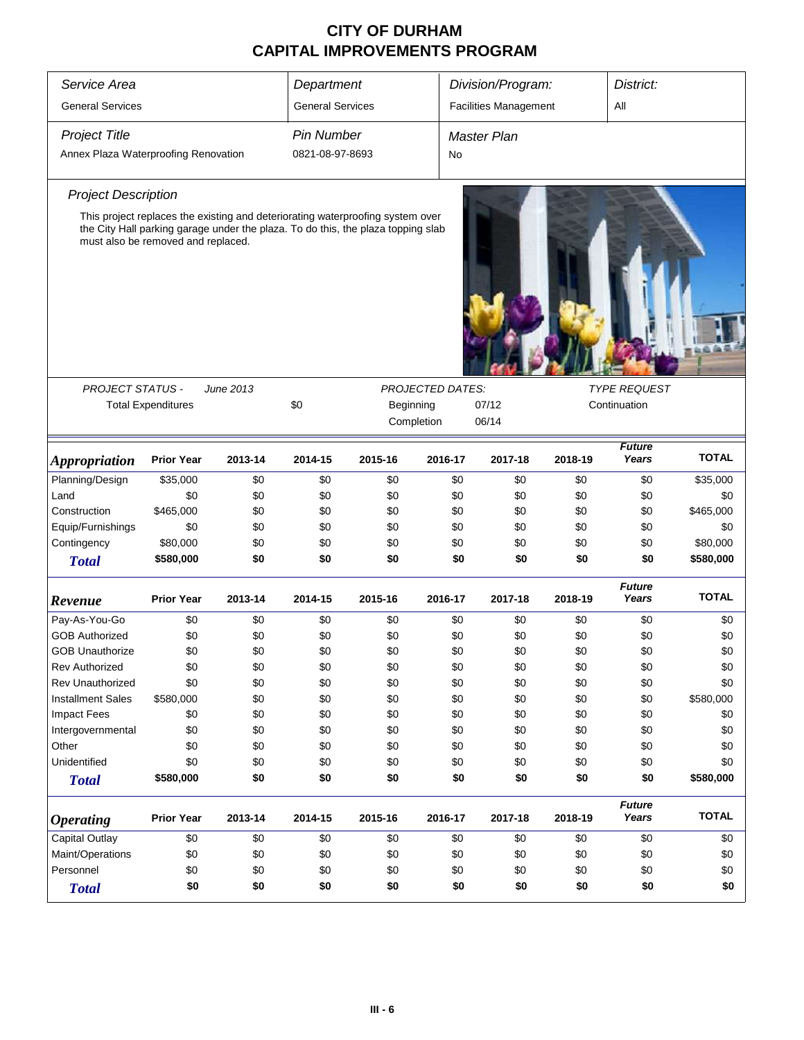# CITY OF DURHAM
# CAPITAL IMPROVEMENTS PROGRAM

| *Service Area* | *Department* | *Division/Program:* | *District:* |
|---|---|---|---|
| General Services | General Services | Facilities Management | All |
| *Project Title* | *Pin Number* | *Master Plan* | |
| Annex Plaza Waterproofing Renovation | 0821-08-97-8693 | No | |

*Project Description*

This project replaces the existing and deteriorating waterproofing system over the City Hall parking garage under the plaza. To do this, the plaza topping slab must also be removed and replaced.

| *PROJECT STATUS -* | *June 2013* | *PROJECTED DATES:* | | *TYPE REQUEST* |
|---|---|---|---|---|
| Total Expenditures | $0 | Beginning | 07/12 | Continuation |
| | | Completion | 06/14 | |

| ***Appropriation*** | **Prior Year** | **2013-14** | **2014-15** | **2015-16** | **2016-17** | **2017-18** | **2018-19** | ***Future Years*** | **TOTAL** |
|---|---|---|---|---|---|---|---|---|---|
| Planning/Design | $35,000 | $0 | $0 | $0 | $0 | $0 | $0 | $0 | $35,000 |
| Land | $0 | $0 | $0 | $0 | $0 | $0 | $0 | $0 | $0 |
| Construction | $465,000 | $0 | $0 | $0 | $0 | $0 | $0 | $0 | $465,000 |
| Equip/Furnishings | $0 | $0 | $0 | $0 | $0 | $0 | $0 | $0 | $0 |
| Contingency | $80,000 | $0 | $0 | $0 | $0 | $0 | $0 | $0 | $80,000 |
| ***Total*** | **$580,000** | **$0** | **$0** | **$0** | **$0** | **$0** | **$0** | **$0** | **$580,000** |

| ***Revenue*** | **Prior Year** | **2013-14** | **2014-15** | **2015-16** | **2016-17** | **2017-18** | **2018-19** | ***Future Years*** | **TOTAL** |
|---|---|---|---|---|---|---|---|---|---|
| Pay-As-You-Go | $0 | $0 | $0 | $0 | $0 | $0 | $0 | $0 | $0 |
| GOB Authorized | $0 | $0 | $0 | $0 | $0 | $0 | $0 | $0 | $0 |
| GOB Unauthorize | $0 | $0 | $0 | $0 | $0 | $0 | $0 | $0 | $0 |
| Rev Authorized | $0 | $0 | $0 | $0 | $0 | $0 | $0 | $0 | $0 |
| Rev Unauthorized | $0 | $0 | $0 | $0 | $0 | $0 | $0 | $0 | $0 |
| Installment Sales | $580,000 | $0 | $0 | $0 | $0 | $0 | $0 | $0 | $580,000 |
| Impact Fees | $0 | $0 | $0 | $0 | $0 | $0 | $0 | $0 | $0 |
| Intergovernmental | $0 | $0 | $0 | $0 | $0 | $0 | $0 | $0 | $0 |
| Other | $0 | $0 | $0 | $0 | $0 | $0 | $0 | $0 | $0 |
| Unidentified | $0 | $0 | $0 | $0 | $0 | $0 | $0 | $0 | $0 |
| ***Total*** | **$580,000** | **$0** | **$0** | **$0** | **$0** | **$0** | **$0** | **$0** | **$580,000** |

| ***Operating*** | **Prior Year** | **2013-14** | **2014-15** | **2015-16** | **2016-17** | **2017-18** | **2018-19** | ***Future Years*** | **TOTAL** |
|---|---|---|---|---|---|---|---|---|---|
| Capital Outlay | $0 | $0 | $0 | $0 | $0 | $0 | $0 | $0 | $0 |
| Maint/Operations | $0 | $0 | $0 | $0 | $0 | $0 | $0 | $0 | $0 |
| Personnel | $0 | $0 | $0 | $0 | $0 | $0 | $0 | $0 | $0 |
| ***Total*** | **$0** | **$0** | **$0** | **$0** | **$0** | **$0** | **$0** | **$0** | **$0** |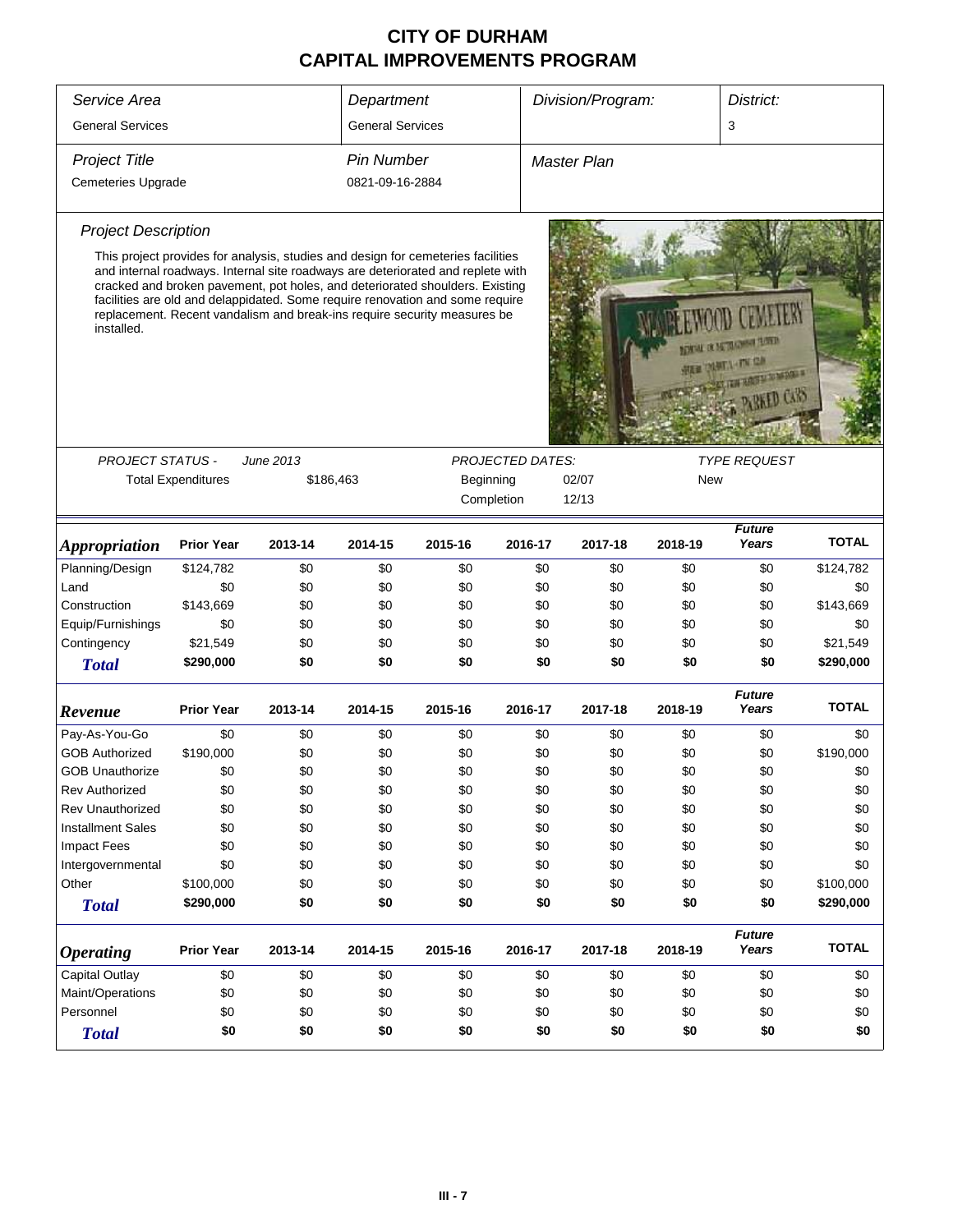# CITY OF DURHAM
# CAPITAL IMPROVEMENTS PROGRAM

| *Service Area* | *Department* | *Division/Program:* | *District:* |
|---|---|---|---|
| General Services | General Services | | 3 |
| *Project Title* | *Pin Number* | *Master Plan* | |
| Cemeteries Upgrade | 0821-09-16-2884 | | |

*Project Description*

This project provides for analysis, studies and design for cemeteries facilities and internal roadways. Internal site roadways are deteriorated and replete with cracked and broken pavement, pot holes, and deteriorated shoulders. Existing facilities are old and delappidated. Some require renovation and some require replacement. Recent vandalism and break-ins require security measures be installed.

| *PROJECT STATUS -* | *June 2013* | *PROJECTED DATES:* | | *TYPE REQUEST* |
|---|---|---|---|---|
| Total Expenditures | $186,463 | Beginning | 02/07 | New |
| | | Completion | 12/13 | |

| ***Appropriation*** | **Prior Year** | **2013-14** | **2014-15** | **2015-16** | **2016-17** | **2017-18** | **2018-19** | ***Future Years*** | **TOTAL** |
|---|---|---|---|---|---|---|---|---|---|
| Planning/Design | $124,782 | $0 | $0 | $0 | $0 | $0 | $0 | $0 | $124,782 |
| Land | $0 | $0 | $0 | $0 | $0 | $0 | $0 | $0 | $0 |
| Construction | $143,669 | $0 | $0 | $0 | $0 | $0 | $0 | $0 | $143,669 |
| Equip/Furnishings | $0 | $0 | $0 | $0 | $0 | $0 | $0 | $0 | $0 |
| Contingency | $21,549 | $0 | $0 | $0 | $0 | $0 | $0 | $0 | $21,549 |
| ***Total*** | **$290,000** | **$0** | **$0** | **$0** | **$0** | **$0** | **$0** | **$0** | **$290,000** |

| ***Revenue*** | **Prior Year** | **2013-14** | **2014-15** | **2015-16** | **2016-17** | **2017-18** | **2018-19** | ***Future Years*** | **TOTAL** |
|---|---|---|---|---|---|---|---|---|---|
| Pay-As-You-Go | $0 | $0 | $0 | $0 | $0 | $0 | $0 | $0 | $0 |
| GOB Authorized | $190,000 | $0 | $0 | $0 | $0 | $0 | $0 | $0 | $190,000 |
| GOB Unauthorize | $0 | $0 | $0 | $0 | $0 | $0 | $0 | $0 | $0 |
| Rev Authorized | $0 | $0 | $0 | $0 | $0 | $0 | $0 | $0 | $0 |
| Rev Unauthorized | $0 | $0 | $0 | $0 | $0 | $0 | $0 | $0 | $0 |
| Installment Sales | $0 | $0 | $0 | $0 | $0 | $0 | $0 | $0 | $0 |
| Impact Fees | $0 | $0 | $0 | $0 | $0 | $0 | $0 | $0 | $0 |
| Intergovernmental | $0 | $0 | $0 | $0 | $0 | $0 | $0 | $0 | $0 |
| Other | $100,000 | $0 | $0 | $0 | $0 | $0 | $0 | $0 | $100,000 |
| ***Total*** | **$290,000** | **$0** | **$0** | **$0** | **$0** | **$0** | **$0** | **$0** | **$290,000** |

| ***Operating*** | **Prior Year** | **2013-14** | **2014-15** | **2015-16** | **2016-17** | **2017-18** | **2018-19** | ***Future Years*** | **TOTAL** |
|---|---|---|---|---|---|---|---|---|---|
| Capital Outlay | $0 | $0 | $0 | $0 | $0 | $0 | $0 | $0 | $0 |
| Maint/Operations | $0 | $0 | $0 | $0 | $0 | $0 | $0 | $0 | $0 |
| Personnel | $0 | $0 | $0 | $0 | $0 | $0 | $0 | $0 | $0 |
| ***Total*** | **$0** | **$0** | **$0** | **$0** | **$0** | **$0** | **$0** | **$0** | **$0** |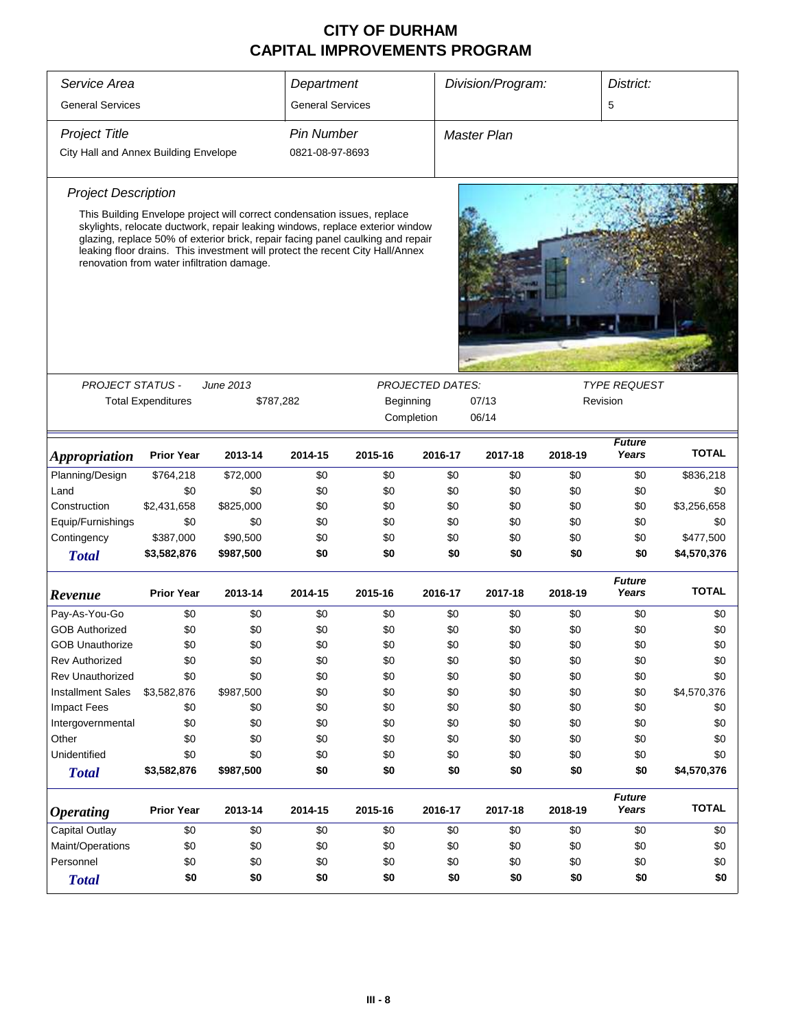# CITY OF DURHAM
# CAPITAL IMPROVEMENTS PROGRAM

| Service Area | Department | Division/Program: | District: |
|---|---|---|---|
| General Services | General Services | | 5 |

| Project Title | Pin Number | Master Plan |
|---|---|---|
| City Hall and Annex Building Envelope | 0821-08-97-8693 | |

*Project Description*

This Building Envelope project will correct condensation issues, replace skylights, relocate ductwork, repair leaking windows, replace exterior window glazing, replace 50% of exterior brick, repair facing panel caulking and repair leaking floor drains. This investment will protect the recent City Hall/Annex renovation from water infiltration damage.

*PROJECT STATUS -* *June 2013*
Total Expenditures $787,282

*PROJECTED DATES:*
Beginning 07/13
Completion 06/14

*TYPE REQUEST*
Revision

| *Appropriation* | Prior Year | 2013-14 | 2014-15 | 2015-16 | 2016-17 | 2017-18 | 2018-19 | *Future Years* | TOTAL |
|---|---|---|---|---|---|---|---|---|---|
| Planning/Design | $764,218 | $72,000 | $0 | $0 | $0 | $0 | $0 | $0 | $836,218 |
| Land | $0 | $0 | $0 | $0 | $0 | $0 | $0 | $0 | $0 |
| Construction | $2,431,658 | $825,000 | $0 | $0 | $0 | $0 | $0 | $0 | $3,256,658 |
| Equip/Furnishings | $0 | $0 | $0 | $0 | $0 | $0 | $0 | $0 | $0 |
| Contingency | $387,000 | $90,500 | $0 | $0 | $0 | $0 | $0 | $0 | $477,500 |
| ***Total*** | **$3,582,876** | **$987,500** | **$0** | **$0** | **$0** | **$0** | **$0** | **$0** | **$4,570,376** |

| *Revenue* | Prior Year | 2013-14 | 2014-15 | 2015-16 | 2016-17 | 2017-18 | 2018-19 | *Future Years* | TOTAL |
|---|---|---|---|---|---|---|---|---|---|
| Pay-As-You-Go | $0 | $0 | $0 | $0 | $0 | $0 | $0 | $0 | $0 |
| GOB Authorized | $0 | $0 | $0 | $0 | $0 | $0 | $0 | $0 | $0 |
| GOB Unauthorize | $0 | $0 | $0 | $0 | $0 | $0 | $0 | $0 | $0 |
| Rev Authorized | $0 | $0 | $0 | $0 | $0 | $0 | $0 | $0 | $0 |
| Rev Unauthorized | $0 | $0 | $0 | $0 | $0 | $0 | $0 | $0 | $0 |
| Installment Sales | $3,582,876 | $987,500 | $0 | $0 | $0 | $0 | $0 | $0 | $4,570,376 |
| Impact Fees | $0 | $0 | $0 | $0 | $0 | $0 | $0 | $0 | $0 |
| Intergovernmental | $0 | $0 | $0 | $0 | $0 | $0 | $0 | $0 | $0 |
| Other | $0 | $0 | $0 | $0 | $0 | $0 | $0 | $0 | $0 |
| Unidentified | $0 | $0 | $0 | $0 | $0 | $0 | $0 | $0 | $0 |
| ***Total*** | **$3,582,876** | **$987,500** | **$0** | **$0** | **$0** | **$0** | **$0** | **$0** | **$4,570,376** |

| *Operating* | Prior Year | 2013-14 | 2014-15 | 2015-16 | 2016-17 | 2017-18 | 2018-19 | *Future Years* | TOTAL |
|---|---|---|---|---|---|---|---|---|---|
| Capital Outlay | $0 | $0 | $0 | $0 | $0 | $0 | $0 | $0 | $0 |
| Maint/Operations | $0 | $0 | $0 | $0 | $0 | $0 | $0 | $0 | $0 |
| Personnel | $0 | $0 | $0 | $0 | $0 | $0 | $0 | $0 | $0 |
| ***Total*** | **$0** | **$0** | **$0** | **$0** | **$0** | **$0** | **$0** | **$0** | **$0** |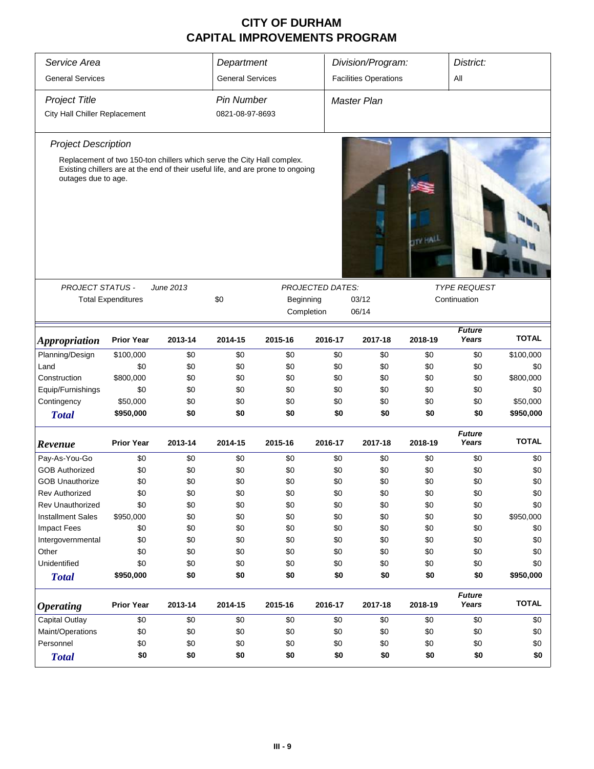# CITY OF DURHAM
# CAPITAL IMPROVEMENTS PROGRAM

| Service Area | Department | Division/Program: | District: |
|---|---|---|---|
| General Services | General Services | Facilities Operations | All |

| Project Title | Pin Number | Master Plan |
|---|---|---|
| City Hall Chiller Replacement | 0821-08-97-8693 | |

*Project Description*

Replacement of two 150-ton chillers which serve the City Hall complex. Existing chillers are at the end of their useful life, and are prone to ongoing outages due to age.

| PROJECT STATUS - June 2013 | | PROJECTED DATES: | | TYPE REQUEST |
|---|---|---|---|---|
| Total Expenditures | $0 | Beginning | 03/12 | Continuation |
| | | Completion | 06/14 | |

| Appropriation | Prior Year | 2013-14 | 2014-15 | 2015-16 | 2016-17 | 2017-18 | 2018-19 | Future Years | TOTAL |
|---|---|---|---|---|---|---|---|---|---|
| Planning/Design | $100,000 | $0 | $0 | $0 | $0 | $0 | $0 | $0 | $100,000 |
| Land | $0 | $0 | $0 | $0 | $0 | $0 | $0 | $0 | $0 |
| Construction | $800,000 | $0 | $0 | $0 | $0 | $0 | $0 | $0 | $800,000 |
| Equip/Furnishings | $0 | $0 | $0 | $0 | $0 | $0 | $0 | $0 | $0 |
| Contingency | $50,000 | $0 | $0 | $0 | $0 | $0 | $0 | $0 | $50,000 |
| **Total** | **$950,000** | **$0** | **$0** | **$0** | **$0** | **$0** | **$0** | **$0** | **$950,000** |

| Revenue | Prior Year | 2013-14 | 2014-15 | 2015-16 | 2016-17 | 2017-18 | 2018-19 | Future Years | TOTAL |
|---|---|---|---|---|---|---|---|---|---|
| Pay-As-You-Go | $0 | $0 | $0 | $0 | $0 | $0 | $0 | $0 | $0 |
| GOB Authorized | $0 | $0 | $0 | $0 | $0 | $0 | $0 | $0 | $0 |
| GOB Unauthorize | $0 | $0 | $0 | $0 | $0 | $0 | $0 | $0 | $0 |
| Rev Authorized | $0 | $0 | $0 | $0 | $0 | $0 | $0 | $0 | $0 |
| Rev Unauthorized | $0 | $0 | $0 | $0 | $0 | $0 | $0 | $0 | $0 |
| Installment Sales | $950,000 | $0 | $0 | $0 | $0 | $0 | $0 | $0 | $950,000 |
| Impact Fees | $0 | $0 | $0 | $0 | $0 | $0 | $0 | $0 | $0 |
| Intergovernmental | $0 | $0 | $0 | $0 | $0 | $0 | $0 | $0 | $0 |
| Other | $0 | $0 | $0 | $0 | $0 | $0 | $0 | $0 | $0 |
| Unidentified | $0 | $0 | $0 | $0 | $0 | $0 | $0 | $0 | $0 |
| **Total** | **$950,000** | **$0** | **$0** | **$0** | **$0** | **$0** | **$0** | **$0** | **$950,000** |

| Operating | Prior Year | 2013-14 | 2014-15 | 2015-16 | 2016-17 | 2017-18 | 2018-19 | Future Years | TOTAL |
|---|---|---|---|---|---|---|---|---|---|
| Capital Outlay | $0 | $0 | $0 | $0 | $0 | $0 | $0 | $0 | $0 |
| Maint/Operations | $0 | $0 | $0 | $0 | $0 | $0 | $0 | $0 | $0 |
| Personnel | $0 | $0 | $0 | $0 | $0 | $0 | $0 | $0 | $0 |
| **Total** | **$0** | **$0** | **$0** | **$0** | **$0** | **$0** | **$0** | **$0** | **$0** |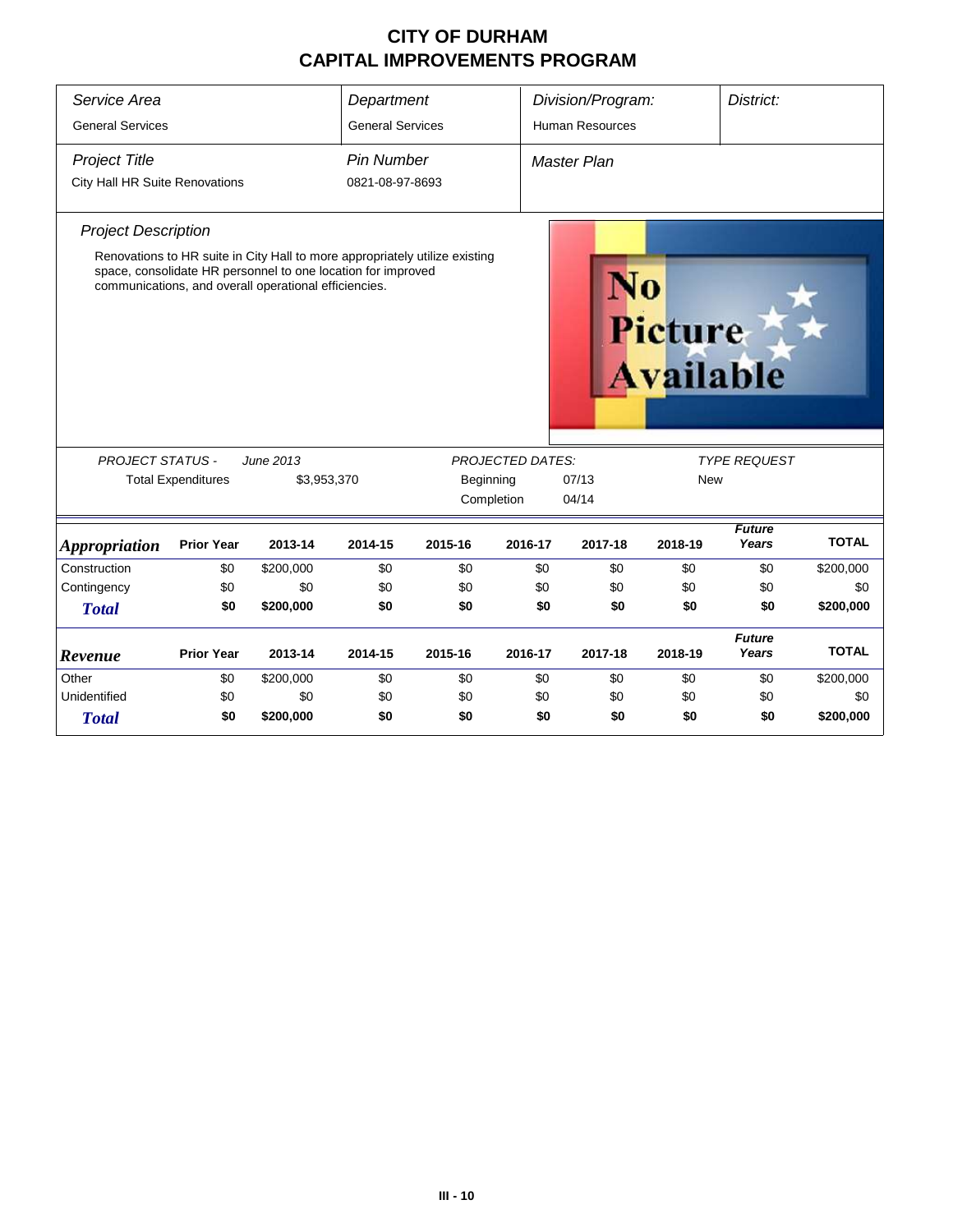# CITY OF DURHAM
# CAPITAL IMPROVEMENTS PROGRAM

| *Service Area* | *Department* | *Division/Program:* | *District:* |
|---|---|---|---|
| General Services | General Services | Human Resources | |

| *Project Title* | *Pin Number* | *Master Plan* |
|---|---|---|
| City Hall HR Suite Renovations | 0821-08-97-8693 | |

*Project Description*

Renovations to HR suite in City Hall to more appropriately utilize existing space, consolidate HR personnel to one location for improved communications, and overall operational efficiencies.

No Picture Available

| *PROJECT STATUS -* | *June 2013* | *PROJECTED DATES:* | | *TYPE REQUEST* |
|---|---|---|---|---|
| Total Expenditures | $3,953,370 | Beginning | 07/13 | New |
| | | Completion | 04/14 | |

| *Appropriation* | Prior Year | 2013-14 | 2014-15 | 2015-16 | 2016-17 | 2017-18 | 2018-19 | *Future Years* | TOTAL |
|---|---|---|---|---|---|---|---|---|---|
| Construction | $0 | $200,000 | $0 | $0 | $0 | $0 | $0 | $0 | $200,000 |
| Contingency | $0 | $0 | $0 | $0 | $0 | $0 | $0 | $0 | $0 |
| ***Total*** | **$0** | **$200,000** | **$0** | **$0** | **$0** | **$0** | **$0** | **$0** | **$200,000** |

| *Revenue* | Prior Year | 2013-14 | 2014-15 | 2015-16 | 2016-17 | 2017-18 | 2018-19 | *Future Years* | TOTAL |
|---|---|---|---|---|---|---|---|---|---|
| Other | $0 | $200,000 | $0 | $0 | $0 | $0 | $0 | $0 | $200,000 |
| Unidentified | $0 | $0 | $0 | $0 | $0 | $0 | $0 | $0 | $0 |
| ***Total*** | **$0** | **$200,000** | **$0** | **$0** | **$0** | **$0** | **$0** | **$0** | **$200,000** |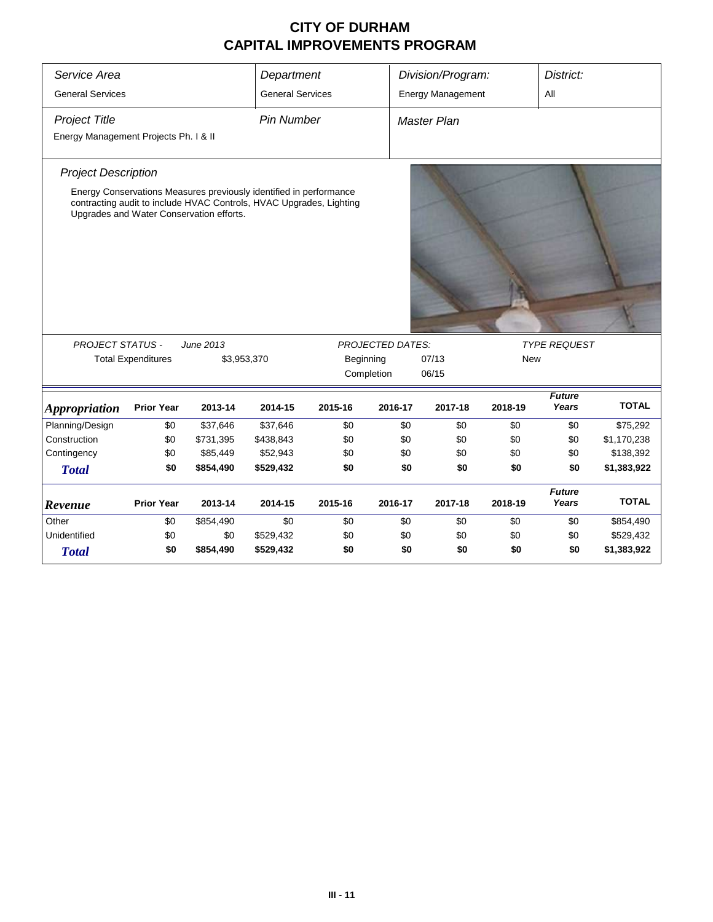# CITY OF DURHAM
# CAPITAL IMPROVEMENTS PROGRAM

| *Service Area* | *Department* | *Division/Program:* | *District:* |
|---|---|---|---|
| General Services | General Services | Energy Management | All |

| *Project Title* | *Pin Number* | *Master Plan* |
|---|---|---|
| Energy Management Projects Ph. I & II | | |

### *Project Description*

Energy Conservations Measures previously identified in performance contracting audit to include HVAC Controls, HVAC Upgrades, Lighting Upgrades and Water Conservation efforts.

| *PROJECT STATUS -* | *June 2013* | *PROJECTED DATES:* | | *TYPE REQUEST* |
|---|---|---|---|---|
| Total Expenditures | $3,953,370 | Beginning | 07/13 | New |
| | | Completion | 06/15 | |

| *Appropriation* | Prior Year | 2013-14 | 2014-15 | 2015-16 | 2016-17 | 2017-18 | 2018-19 | *Future Years* | TOTAL |
|---|---|---|---|---|---|---|---|---|---|
| Planning/Design | $0 | $37,646 | $37,646 | $0 | $0 | $0 | $0 | $0 | $75,292 |
| Construction | $0 | $731,395 | $438,843 | $0 | $0 | $0 | $0 | $0 | $1,170,238 |
| Contingency | $0 | $85,449 | $52,943 | $0 | $0 | $0 | $0 | $0 | $138,392 |
| ***Total*** | **$0** | **$854,490** | **$529,432** | **$0** | **$0** | **$0** | **$0** | **$0** | **$1,383,922** |

| *Revenue* | Prior Year | 2013-14 | 2014-15 | 2015-16 | 2016-17 | 2017-18 | 2018-19 | *Future Years* | TOTAL |
|---|---|---|---|---|---|---|---|---|---|
| Other | $0 | $854,490 | $0 | $0 | $0 | $0 | $0 | $0 | $854,490 |
| Unidentified | $0 | $0 | $529,432 | $0 | $0 | $0 | $0 | $0 | $529,432 |
| ***Total*** | **$0** | **$854,490** | **$529,432** | **$0** | **$0** | **$0** | **$0** | **$0** | **$1,383,922** |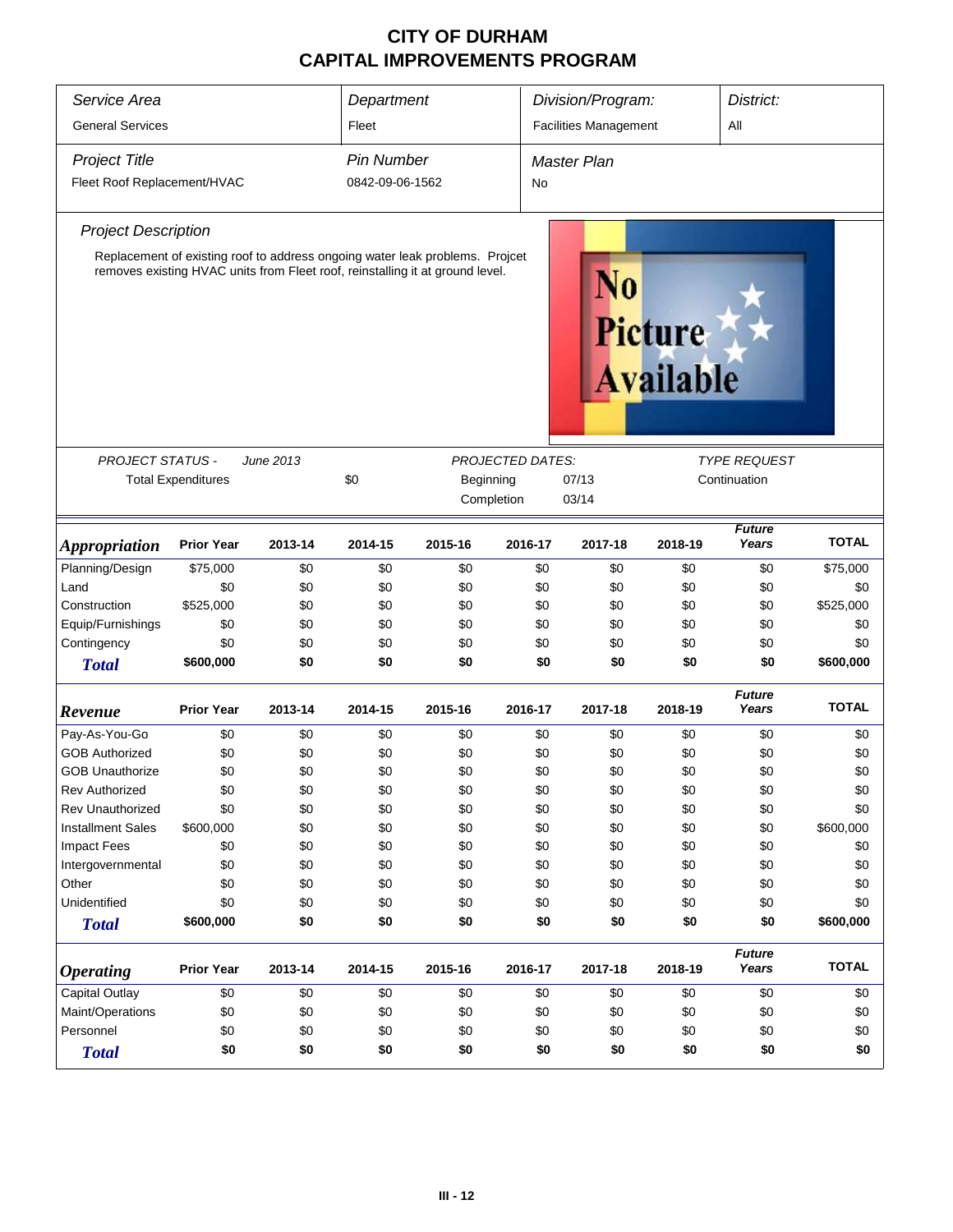# CITY OF DURHAM
# CAPITAL IMPROVEMENTS PROGRAM

| *Service Area* | *Department* | *Division/Program:* | *District:* |
|---|---|---|---|
| General Services | Fleet | Facilities Management | All |

| *Project Title* | *Pin Number* | *Master Plan* |
|---|---|---|
| Fleet Roof Replacement/HVAC | 0842-09-06-1562 | No |

*Project Description*

Replacement of existing roof to address ongoing water leak problems. Projcet removes existing HVAC units from Fleet roof, reinstalling it at ground level.

| *PROJECT STATUS -* | *June 2013* | *PROJECTED DATES:* | | *TYPE REQUEST* |
|---|---|---|---|---|
| Total Expenditures | $0 | Beginning | 07/13 | Continuation |
| | | Completion | 03/14 | |

| ***Appropriation*** | **Prior Year** | **2013-14** | **2014-15** | **2015-16** | **2016-17** | **2017-18** | **2018-19** | ***Future Years*** | **TOTAL** |
|---|---|---|---|---|---|---|---|---|---|
| Planning/Design | $75,000 | $0 | $0 | $0 | $0 | $0 | $0 | $0 | $75,000 |
| Land | $0 | $0 | $0 | $0 | $0 | $0 | $0 | $0 | $0 |
| Construction | $525,000 | $0 | $0 | $0 | $0 | $0 | $0 | $0 | $525,000 |
| Equip/Furnishings | $0 | $0 | $0 | $0 | $0 | $0 | $0 | $0 | $0 |
| Contingency | $0 | $0 | $0 | $0 | $0 | $0 | $0 | $0 | $0 |
| ***Total*** | **$600,000** | **$0** | **$0** | **$0** | **$0** | **$0** | **$0** | **$0** | **$600,000** |

| ***Revenue*** | **Prior Year** | **2013-14** | **2014-15** | **2015-16** | **2016-17** | **2017-18** | **2018-19** | ***Future Years*** | **TOTAL** |
|---|---|---|---|---|---|---|---|---|---|
| Pay-As-You-Go | $0 | $0 | $0 | $0 | $0 | $0 | $0 | $0 | $0 |
| GOB Authorized | $0 | $0 | $0 | $0 | $0 | $0 | $0 | $0 | $0 |
| GOB Unauthorize | $0 | $0 | $0 | $0 | $0 | $0 | $0 | $0 | $0 |
| Rev Authorized | $0 | $0 | $0 | $0 | $0 | $0 | $0 | $0 | $0 |
| Rev Unauthorized | $0 | $0 | $0 | $0 | $0 | $0 | $0 | $0 | $0 |
| Installment Sales | $600,000 | $0 | $0 | $0 | $0 | $0 | $0 | $0 | $600,000 |
| Impact Fees | $0 | $0 | $0 | $0 | $0 | $0 | $0 | $0 | $0 |
| Intergovernmental | $0 | $0 | $0 | $0 | $0 | $0 | $0 | $0 | $0 |
| Other | $0 | $0 | $0 | $0 | $0 | $0 | $0 | $0 | $0 |
| Unidentified | $0 | $0 | $0 | $0 | $0 | $0 | $0 | $0 | $0 |
| ***Total*** | **$600,000** | **$0** | **$0** | **$0** | **$0** | **$0** | **$0** | **$0** | **$600,000** |

| ***Operating*** | **Prior Year** | **2013-14** | **2014-15** | **2015-16** | **2016-17** | **2017-18** | **2018-19** | ***Future Years*** | **TOTAL** |
|---|---|---|---|---|---|---|---|---|---|
| Capital Outlay | $0 | $0 | $0 | $0 | $0 | $0 | $0 | $0 | $0 |
| Maint/Operations | $0 | $0 | $0 | $0 | $0 | $0 | $0 | $0 | $0 |
| Personnel | $0 | $0 | $0 | $0 | $0 | $0 | $0 | $0 | $0 |
| ***Total*** | **$0** | **$0** | **$0** | **$0** | **$0** | **$0** | **$0** | **$0** | **$0** |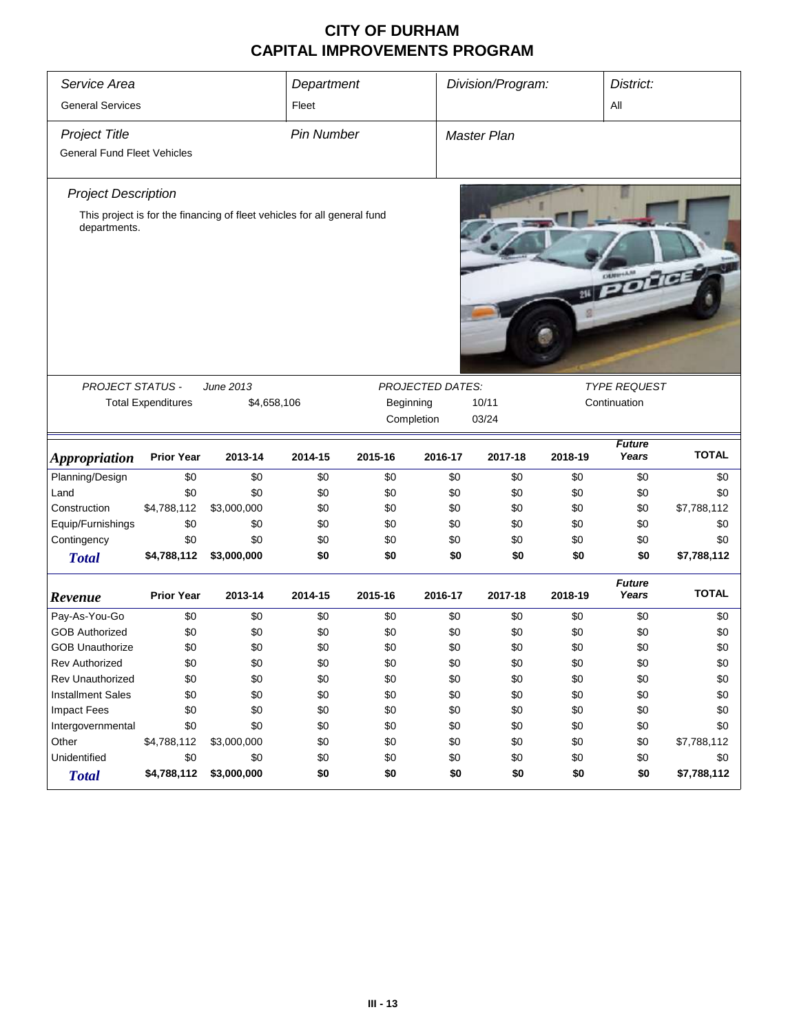# CITY OF DURHAM
# CAPITAL IMPROVEMENTS PROGRAM

| *Service Area* | *Department* | *Division/Program:* | *District:* |
|---|---|---|---|
| General Services | Fleet | | All |

| *Project Title* | *Pin Number* | *Master Plan* |
|---|---|---|
| General Fund Fleet Vehicles | | |

*Project Description*

This project is for the financing of fleet vehicles for all general fund departments.

| *PROJECT STATUS -* | *June 2013* | *PROJECTED DATES:* | | *TYPE REQUEST* |
|---|---|---|---|---|
| Total Expenditures | $4,658,106 | Beginning | 10/11 | Continuation |
| | | Completion | 03/24 | |

| *Appropriation* | Prior Year | 2013-14 | 2014-15 | 2015-16 | 2016-17 | 2017-18 | 2018-19 | *Future Years* | TOTAL |
|---|---|---|---|---|---|---|---|---|---|
| Planning/Design | $0 | $0 | $0 | $0 | $0 | $0 | $0 | $0 | $0 |
| Land | $0 | $0 | $0 | $0 | $0 | $0 | $0 | $0 | $0 |
| Construction | $4,788,112 | $3,000,000 | $0 | $0 | $0 | $0 | $0 | $0 | $7,788,112 |
| Equip/Furnishings | $0 | $0 | $0 | $0 | $0 | $0 | $0 | $0 | $0 |
| Contingency | $0 | $0 | $0 | $0 | $0 | $0 | $0 | $0 | $0 |
| ***Total*** | **$4,788,112** | **$3,000,000** | **$0** | **$0** | **$0** | **$0** | **$0** | **$0** | **$7,788,112** |

| *Revenue* | Prior Year | 2013-14 | 2014-15 | 2015-16 | 2016-17 | 2017-18 | 2018-19 | *Future Years* | TOTAL |
|---|---|---|---|---|---|---|---|---|---|
| Pay-As-You-Go | $0 | $0 | $0 | $0 | $0 | $0 | $0 | $0 | $0 |
| GOB Authorized | $0 | $0 | $0 | $0 | $0 | $0 | $0 | $0 | $0 |
| GOB Unauthorize | $0 | $0 | $0 | $0 | $0 | $0 | $0 | $0 | $0 |
| Rev Authorized | $0 | $0 | $0 | $0 | $0 | $0 | $0 | $0 | $0 |
| Rev Unauthorized | $0 | $0 | $0 | $0 | $0 | $0 | $0 | $0 | $0 |
| Installment Sales | $0 | $0 | $0 | $0 | $0 | $0 | $0 | $0 | $0 |
| Impact Fees | $0 | $0 | $0 | $0 | $0 | $0 | $0 | $0 | $0 |
| Intergovernmental | $0 | $0 | $0 | $0 | $0 | $0 | $0 | $0 | $0 |
| Other | $4,788,112 | $3,000,000 | $0 | $0 | $0 | $0 | $0 | $0 | $7,788,112 |
| Unidentified | $0 | $0 | $0 | $0 | $0 | $0 | $0 | $0 | $0 |
| ***Total*** | **$4,788,112** | **$3,000,000** | **$0** | **$0** | **$0** | **$0** | **$0** | **$0** | **$7,788,112** |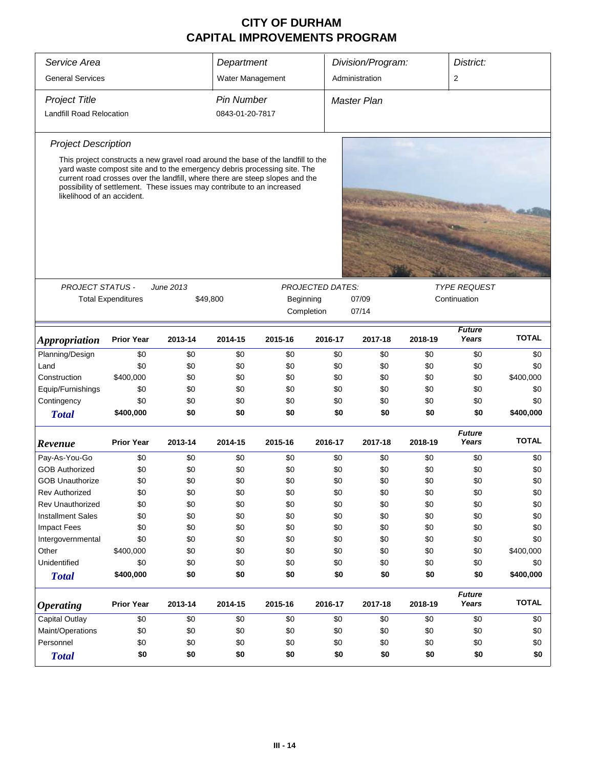# CITY OF DURHAM
# CAPITAL IMPROVEMENTS PROGRAM

| *Service Area* | *Department* | *Division/Program:* | *District:* |
|---|---|---|---|
| General Services | Water Management | Administration | 2 |

| *Project Title* | *Pin Number* | *Master Plan* |
|---|---|---|
| Landfill Road Relocation | 0843-01-20-7817 | |

*Project Description*

This project constructs a new gravel road around the base of the landfill to the yard waste compost site and to the emergency debris processing site. The current road crosses over the landfill, where there are steep slopes and the possibility of settlement. These issues may contribute to an increased likelihood of an accident.

*PROJECT STATUS -* *June 2013*
Total Expenditures $49,800

*PROJECTED DATES:*
Beginning 07/09
Completion 07/14

*TYPE REQUEST*
Continuation

| ***Appropriation*** | **Prior Year** | **2013-14** | **2014-15** | **2015-16** | **2016-17** | **2017-18** | **2018-19** | ***Future Years*** | **TOTAL** |
|---|---|---|---|---|---|---|---|---|---|
| Planning/Design | $0 | $0 | $0 | $0 | $0 | $0 | $0 | $0 | $0 |
| Land | $0 | $0 | $0 | $0 | $0 | $0 | $0 | $0 | $0 |
| Construction | $400,000 | $0 | $0 | $0 | $0 | $0 | $0 | $0 | $400,000 |
| Equip/Furnishings | $0 | $0 | $0 | $0 | $0 | $0 | $0 | $0 | $0 |
| Contingency | $0 | $0 | $0 | $0 | $0 | $0 | $0 | $0 | $0 |
| ***Total*** | **$400,000** | **$0** | **$0** | **$0** | **$0** | **$0** | **$0** | **$0** | **$400,000** |

| ***Revenue*** | **Prior Year** | **2013-14** | **2014-15** | **2015-16** | **2016-17** | **2017-18** | **2018-19** | ***Future Years*** | **TOTAL** |
|---|---|---|---|---|---|---|---|---|---|
| Pay-As-You-Go | $0 | $0 | $0 | $0 | $0 | $0 | $0 | $0 | $0 |
| GOB Authorized | $0 | $0 | $0 | $0 | $0 | $0 | $0 | $0 | $0 |
| GOB Unauthorize | $0 | $0 | $0 | $0 | $0 | $0 | $0 | $0 | $0 |
| Rev Authorized | $0 | $0 | $0 | $0 | $0 | $0 | $0 | $0 | $0 |
| Rev Unauthorized | $0 | $0 | $0 | $0 | $0 | $0 | $0 | $0 | $0 |
| Installment Sales | $0 | $0 | $0 | $0 | $0 | $0 | $0 | $0 | $0 |
| Impact Fees | $0 | $0 | $0 | $0 | $0 | $0 | $0 | $0 | $0 |
| Intergovernmental | $0 | $0 | $0 | $0 | $0 | $0 | $0 | $0 | $0 |
| Other | $400,000 | $0 | $0 | $0 | $0 | $0 | $0 | $0 | $400,000 |
| Unidentified | $0 | $0 | $0 | $0 | $0 | $0 | $0 | $0 | $0 |
| ***Total*** | **$400,000** | **$0** | **$0** | **$0** | **$0** | **$0** | **$0** | **$0** | **$400,000** |

| ***Operating*** | **Prior Year** | **2013-14** | **2014-15** | **2015-16** | **2016-17** | **2017-18** | **2018-19** | ***Future Years*** | **TOTAL** |
|---|---|---|---|---|---|---|---|---|---|
| Capital Outlay | $0 | $0 | $0 | $0 | $0 | $0 | $0 | $0 | $0 |
| Maint/Operations | $0 | $0 | $0 | $0 | $0 | $0 | $0 | $0 | $0 |
| Personnel | $0 | $0 | $0 | $0 | $0 | $0 | $0 | $0 | $0 |
| ***Total*** | **$0** | **$0** | **$0** | **$0** | **$0** | **$0** | **$0** | **$0** | **$0** |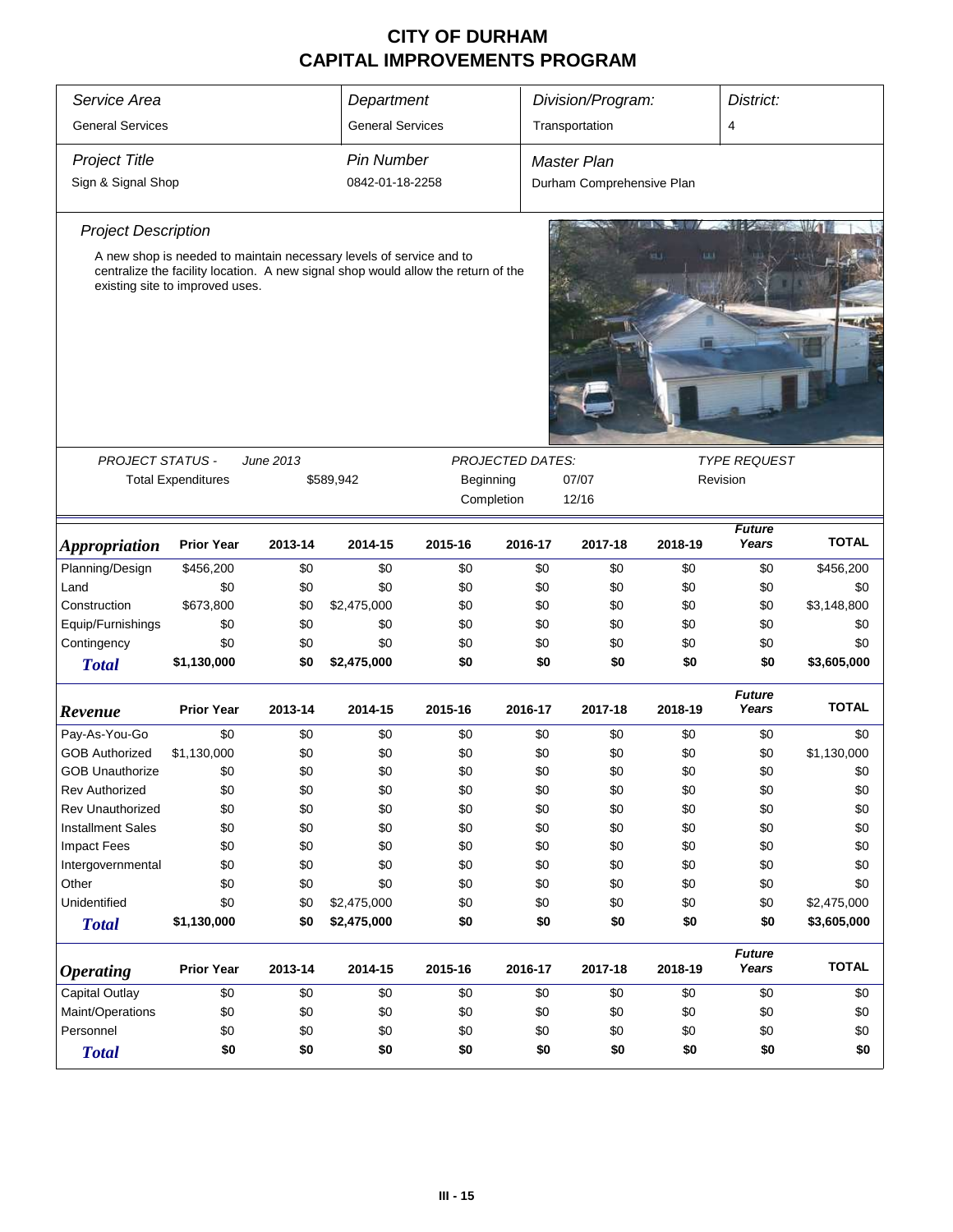# CITY OF DURHAM
# CAPITAL IMPROVEMENTS PROGRAM

| *Service Area* | *Department* | *Division/Program:* | *District:* |
|---|---|---|---|
| General Services | General Services | Transportation | 4 |
| *Project Title* | *Pin Number* | *Master Plan* | |
| Sign & Signal Shop | 0842-01-18-2258 | Durham Comprehensive Plan | |

*Project Description*

A new shop is needed to maintain necessary levels of service and to centralize the facility location. A new signal shop would allow the return of the existing site to improved uses.

| *PROJECT STATUS -* | *June 2013* | *PROJECTED DATES:* | | *TYPE REQUEST* |
|---|---|---|---|---|
| Total Expenditures | $589,942 | Beginning | 07/07 | Revision |
| | | Completion | 12/16 | |

| *Appropriation* | Prior Year | 2013-14 | 2014-15 | 2015-16 | 2016-17 | 2017-18 | 2018-19 | *Future Years* | TOTAL |
|---|---|---|---|---|---|---|---|---|---|
| Planning/Design | $456,200 | $0 | $0 | $0 | $0 | $0 | $0 | $0 | $456,200 |
| Land | $0 | $0 | $0 | $0 | $0 | $0 | $0 | $0 | $0 |
| Construction | $673,800 | $0 | $2,475,000 | $0 | $0 | $0 | $0 | $0 | $3,148,800 |
| Equip/Furnishings | $0 | $0 | $0 | $0 | $0 | $0 | $0 | $0 | $0 |
| Contingency | $0 | $0 | $0 | $0 | $0 | $0 | $0 | $0 | $0 |
| ***Total*** | **$1,130,000** | **$0** | **$2,475,000** | **$0** | **$0** | **$0** | **$0** | **$0** | **$3,605,000** |

| *Revenue* | Prior Year | 2013-14 | 2014-15 | 2015-16 | 2016-17 | 2017-18 | 2018-19 | *Future Years* | TOTAL |
|---|---|---|---|---|---|---|---|---|---|
| Pay-As-You-Go | $0 | $0 | $0 | $0 | $0 | $0 | $0 | $0 | $0 |
| GOB Authorized | $1,130,000 | $0 | $0 | $0 | $0 | $0 | $0 | $0 | $1,130,000 |
| GOB Unauthorize | $0 | $0 | $0 | $0 | $0 | $0 | $0 | $0 | $0 |
| Rev Authorized | $0 | $0 | $0 | $0 | $0 | $0 | $0 | $0 | $0 |
| Rev Unauthorized | $0 | $0 | $0 | $0 | $0 | $0 | $0 | $0 | $0 |
| Installment Sales | $0 | $0 | $0 | $0 | $0 | $0 | $0 | $0 | $0 |
| Impact Fees | $0 | $0 | $0 | $0 | $0 | $0 | $0 | $0 | $0 |
| Intergovernmental | $0 | $0 | $0 | $0 | $0 | $0 | $0 | $0 | $0 |
| Other | $0 | $0 | $0 | $0 | $0 | $0 | $0 | $0 | $0 |
| Unidentified | $0 | $0 | $2,475,000 | $0 | $0 | $0 | $0 | $0 | $2,475,000 |
| ***Total*** | **$1,130,000** | **$0** | **$2,475,000** | **$0** | **$0** | **$0** | **$0** | **$0** | **$3,605,000** |

| *Operating* | Prior Year | 2013-14 | 2014-15 | 2015-16 | 2016-17 | 2017-18 | 2018-19 | *Future Years* | TOTAL |
|---|---|---|---|---|---|---|---|---|---|
| Capital Outlay | $0 | $0 | $0 | $0 | $0 | $0 | $0 | $0 | $0 |
| Maint/Operations | $0 | $0 | $0 | $0 | $0 | $0 | $0 | $0 | $0 |
| Personnel | $0 | $0 | $0 | $0 | $0 | $0 | $0 | $0 | $0 |
| ***Total*** | **$0** | **$0** | **$0** | **$0** | **$0** | **$0** | **$0** | **$0** | **$0** |